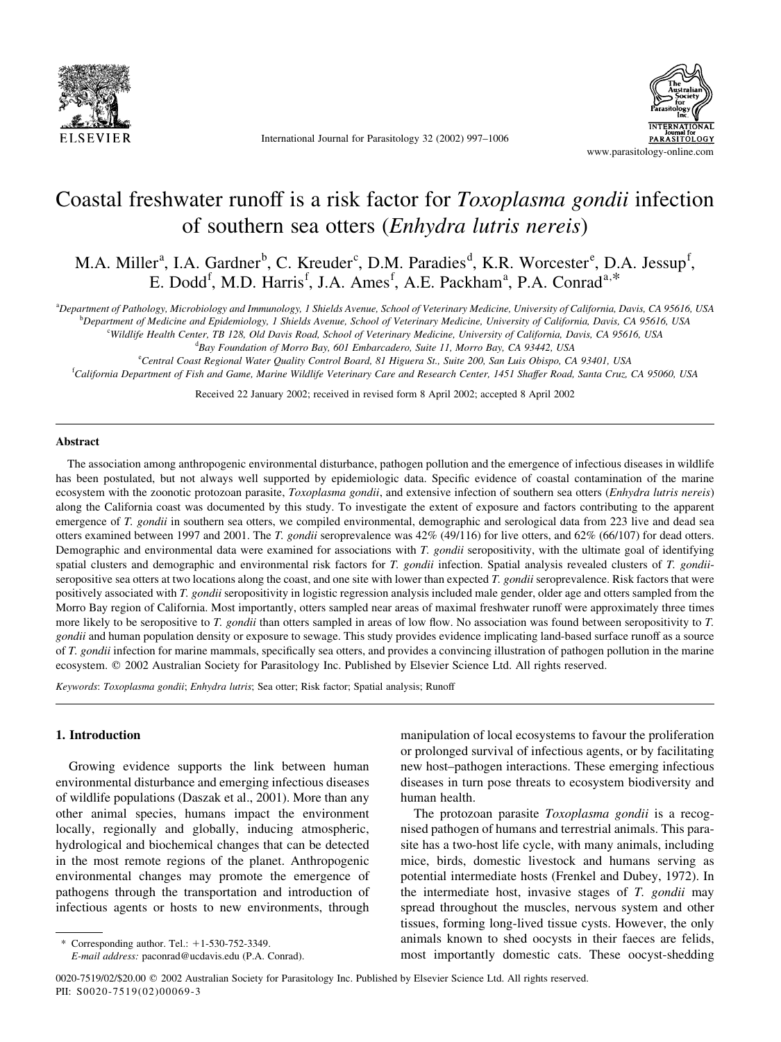# Coastal freshwater runoff is a risk factor for *Toxoplasma gondii* infection of southern sea otters (*Enhydra lutris nereis*)

M.A. Miller[a], I.A. Gardner[b], C. Kreuder[c], D.M. Paradies[d], K.R. Worcester[e], D.A. Jessup[f], E. Dodd[f], M.D. Harris[f], J.A. Ames[f], A.E. Packham[a], P.A. Conrad[a,*]

[a]Department of Pathology, Microbiology and Immunology, 1 Shields Avenue, School of Veterinary Medicine, University of California, Davis, CA 95616, USA
[b]Department of Medicine and Epidemiology, 1 Shields Avenue, School of Veterinary Medicine, University of California, Davis, CA 95616, USA
[c]Wildlife Health Center, TB 128, Old Davis Road, School of Veterinary Medicine, University of California, Davis, CA 95616, USA
[d]Bay Foundation of Morro Bay, 601 Embarcadero, Suite 11, Morro Bay, CA 93442, USA
[e]Central Coast Regional Water Quality Control Board, 81 Higuera St., Suite 200, San Luis Obispo, CA 93401, USA
[f]California Department of Fish and Game, Marine Wildlife Veterinary Care and Research Center, 1451 Shaffer Road, Santa Cruz, CA 95060, USA

Received 22 January 2002; received in revised form 8 April 2002; accepted 8 April 2002

## Abstract

The association among anthropogenic environmental disturbance, pathogen pollution and the emergence of infectious diseases in wildlife has been postulated, but not always well supported by epidemiologic data. Specific evidence of coastal contamination of the marine ecosystem with the zoonotic protozoan parasite, *Toxoplasma gondii*, and extensive infection of southern sea otters (*Enhydra lutris nereis*) along the California coast was documented by this study. To investigate the extent of exposure and factors contributing to the apparent emergence of *T. gondii* in southern sea otters, we compiled environmental, demographic and serological data from 223 live and dead sea otters examined between 1997 and 2001. The *T. gondii* seroprevalence was 42% (49/116) for live otters, and 62% (66/107) for dead otters. Demographic and environmental data were examined for associations with *T. gondii* seropositivity, with the ultimate goal of identifying spatial clusters and demographic and environmental risk factors for *T. gondii* infection. Spatial analysis revealed clusters of *T. gondii*-seropositive sea otters at two locations along the coast, and one site with lower than expected *T. gondii* seroprevalence. Risk factors that were positively associated with *T. gondii* seropositivity in logistic regression analysis included male gender, older age and otters sampled from the Morro Bay region of California. Most importantly, otters sampled near areas of maximal freshwater runoff were approximately three times more likely to be seropositive to *T. gondii* than otters sampled in areas of low flow. No association was found between seropositivity to *T. gondii* and human population density or exposure to sewage. This study provides evidence implicating land-based surface runoff as a source of *T. gondii* infection for marine mammals, specifically sea otters, and provides a convincing illustration of pathogen pollution in the marine ecosystem. © 2002 Australian Society for Parasitology Inc. Published by Elsevier Science Ltd. All rights reserved.

*Keywords*: *Toxoplasma gondii*; *Enhydra lutris*; Sea otter; Risk factor; Spatial analysis; Runoff

## 1. Introduction

Growing evidence supports the link between human environmental disturbance and emerging infectious diseases of wildlife populations (Daszak et al., 2001). More than any other animal species, humans impact the environment locally, regionally and globally, inducing atmospheric, hydrological and biochemical changes that can be detected in the most remote regions of the planet. Anthropogenic environmental changes may promote the emergence of pathogens through the transportation and introduction of infectious agents or hosts to new environments, through manipulation of local ecosystems to favour the proliferation or prolonged survival of infectious agents, or by facilitating new host–pathogen interactions. These emerging infectious diseases in turn pose threats to ecosystem biodiversity and human health.

The protozoan parasite *Toxoplasma gondii* is a recognised pathogen of humans and terrestrial animals. This parasite has a two-host life cycle, with many animals, including mice, birds, domestic livestock and humans serving as potential intermediate hosts (Frenkel and Dubey, 1972). In the intermediate host, invasive stages of *T. gondii* may spread throughout the muscles, nervous system and other tissues, forming long-lived tissue cysts. However, the only animals known to shed oocysts in their faeces are felids, most importantly domestic cats. These oocyst-shedding

\* Corresponding author. Tel.: +1-530-752-3349.
*E-mail address:* paconrad@ucdavis.edu (P.A. Conrad).

0020-7519/02/$20.00 © 2002 Australian Society for Parasitology Inc. Published by Elsevier Science Ltd. All rights reserved.
PII: S0020-7519(02)00069-3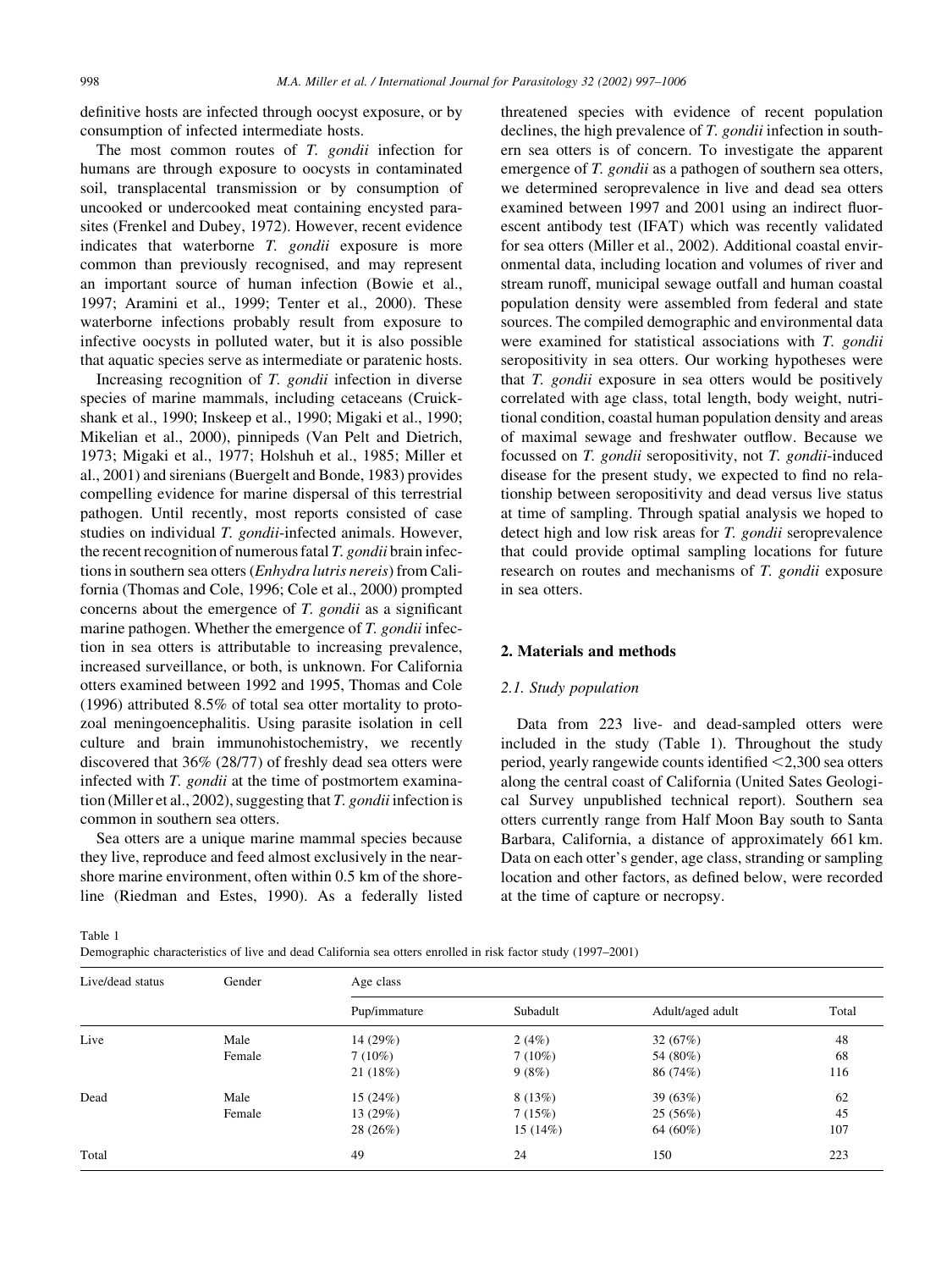definitive hosts are infected through oocyst exposure, or by consumption of infected intermediate hosts.

The most common routes of *T. gondii* infection for humans are through exposure to oocysts in contaminated soil, transplacental transmission or by consumption of uncooked or undercooked meat containing encysted parasites (Frenkel and Dubey, 1972). However, recent evidence indicates that waterborne *T. gondii* exposure is more common than previously recognised, and may represent an important source of human infection (Bowie et al., 1997; Aramini et al., 1999; Tenter et al., 2000). These waterborne infections probably result from exposure to infective oocysts in polluted water, but it is also possible that aquatic species serve as intermediate or paratenic hosts.

Increasing recognition of *T. gondii* infection in diverse species of marine mammals, including cetaceans (Cruickshank et al., 1990; Inskeep et al., 1990; Migaki et al., 1990; Mikelian et al., 2000), pinnipeds (Van Pelt and Dietrich, 1973; Migaki et al., 1977; Holshuh et al., 1985; Miller et al., 2001) and sirenians (Buergelt and Bonde, 1983) provides compelling evidence for marine dispersal of this terrestrial pathogen. Until recently, most reports consisted of case studies on individual *T. gondii*-infected animals. However, the recent recognition of numerous fatal *T. gondii* brain infections in southern sea otters (*Enhydra lutris nereis*) from California (Thomas and Cole, 1996; Cole et al., 2000) prompted concerns about the emergence of *T. gondii* as a significant marine pathogen. Whether the emergence of *T. gondii* infection in sea otters is attributable to increasing prevalence, increased surveillance, or both, is unknown. For California otters examined between 1992 and 1995, Thomas and Cole (1996) attributed 8.5% of total sea otter mortality to protozoal meningoencephalitis. Using parasite isolation in cell culture and brain immunohistochemistry, we recently discovered that 36% (28/77) of freshly dead sea otters were infected with *T. gondii* at the time of postmortem examination (Miller et al., 2002), suggesting that *T. gondii* infection is common in southern sea otters.

Sea otters are a unique marine mammal species because they live, reproduce and feed almost exclusively in the nearshore marine environment, often within 0.5 km of the shoreline (Riedman and Estes, 1990). As a federally listed threatened species with evidence of recent population declines, the high prevalence of *T. gondii* infection in southern sea otters is of concern. To investigate the apparent emergence of *T. gondii* as a pathogen of southern sea otters, we determined seroprevalence in live and dead sea otters examined between 1997 and 2001 using an indirect fluorescent antibody test (IFAT) which was recently validated for sea otters (Miller et al., 2002). Additional coastal environmental data, including location and volumes of river and stream runoff, municipal sewage outfall and human coastal population density were assembled from federal and state sources. The compiled demographic and environmental data were examined for statistical associations with *T. gondii* seropositivity in sea otters. Our working hypotheses were that *T. gondii* exposure in sea otters would be positively correlated with age class, total length, body weight, nutritional condition, coastal human population density and areas of maximal sewage and freshwater outflow. Because we focussed on *T. gondii* seropositivity, not *T. gondii*-induced disease for the present study, we expected to find no relationship between seropositivity and dead versus live status at time of sampling. Through spatial analysis we hoped to detect high and low risk areas for *T. gondii* seroprevalence that could provide optimal sampling locations for future research on routes and mechanisms of *T. gondii* exposure in sea otters.

## 2. Materials and methods

### 2.1. Study population

Data from 223 live- and dead-sampled otters were included in the study (Table 1). Throughout the study period, yearly rangewide counts identified <2,300 sea otters along the central coast of California (United Sates Geological Survey unpublished technical report). Southern sea otters currently range from Half Moon Bay south to Santa Barbara, California, a distance of approximately 661 km. Data on each otter's gender, age class, stranding or sampling location and other factors, as defined below, were recorded at the time of capture or necropsy.

Table 1
Demographic characteristics of live and dead California sea otters enrolled in risk factor study (1997–2001)

| Live/dead status | Gender | Age class | | | |
|---|---|---|---|---|---|
| | | Pup/immature | Subadult | Adult/aged adult | Total |
| Live | Male | 14 (29%) | 2 (4%) | 32 (67%) | 48 |
| | Female | 7 (10%) | 7 (10%) | 54 (80%) | 68 |
| | | 21 (18%) | 9 (8%) | 86 (74%) | 116 |
| Dead | Male | 15 (24%) | 8 (13%) | 39 (63%) | 62 |
| | Female | 13 (29%) | 7 (15%) | 25 (56%) | 45 |
| | | 28 (26%) | 15 (14%) | 64 (60%) | 107 |
| Total | | 49 | 24 | 150 | 223 |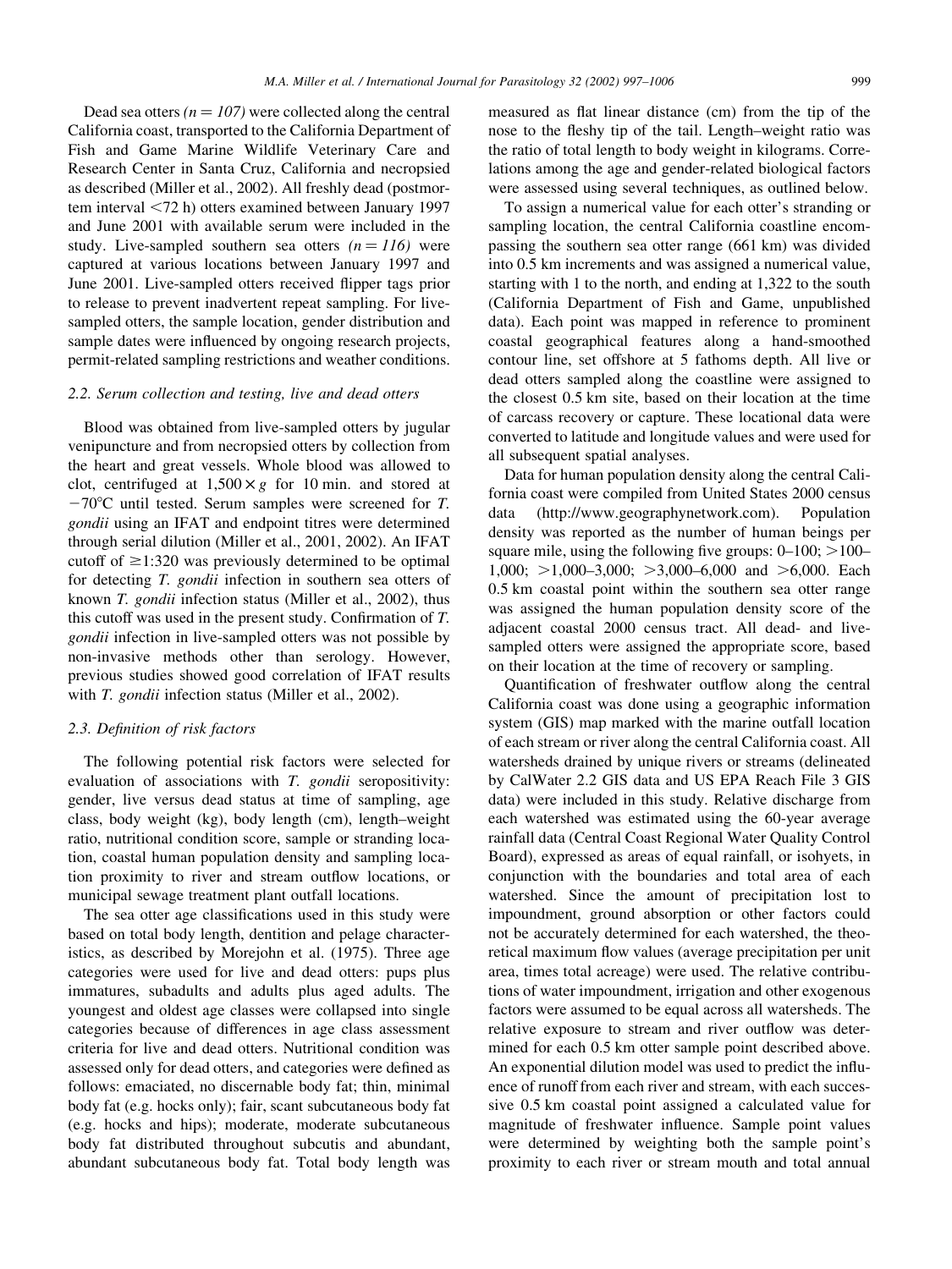Dead sea otters *(n = 107)* were collected along the central California coast, transported to the California Department of Fish and Game Marine Wildlife Veterinary Care and Research Center in Santa Cruz, California and necropsied as described (Miller et al., 2002). All freshly dead (postmortem interval <72 h) otters examined between January 1997 and June 2001 with available serum were included in the study. Live-sampled southern sea otters *(n = 116)* were captured at various locations between January 1997 and June 2001. Live-sampled otters received flipper tags prior to release to prevent inadvertent repeat sampling. For live-sampled otters, the sample location, gender distribution and sample dates were influenced by ongoing research projects, permit-related sampling restrictions and weather conditions.

### 2.2. Serum collection and testing, live and dead otters

Blood was obtained from live-sampled otters by jugular venipuncture and from necropsied otters by collection from the heart and great vessels. Whole blood was allowed to clot, centrifuged at $1,500 \times g$ for 10 min. and stored at −70°C until tested. Serum samples were screened for *T. gondii* using an IFAT and endpoint titres were determined through serial dilution (Miller et al., 2001, 2002). An IFAT cutoff of ≥1:320 was previously determined to be optimal for detecting *T. gondii* infection in southern sea otters of known *T. gondii* infection status (Miller et al., 2002), thus this cutoff was used in the present study. Confirmation of *T. gondii* infection in live-sampled otters was not possible by non-invasive methods other than serology. However, previous studies showed good correlation of IFAT results with *T. gondii* infection status (Miller et al., 2002).

### 2.3. Definition of risk factors

The following potential risk factors were selected for evaluation of associations with *T. gondii* seropositivity: gender, live versus dead status at time of sampling, age class, body weight (kg), body length (cm), length–weight ratio, nutritional condition score, sample or stranding location, coastal human population density and sampling location proximity to river and stream outflow locations, or municipal sewage treatment plant outfall locations.

The sea otter age classifications used in this study were based on total body length, dentition and pelage characteristics, as described by Morejohn et al. (1975). Three age categories were used for live and dead otters: pups plus immatures, subadults and adults plus aged adults. The youngest and oldest age classes were collapsed into single categories because of differences in age class assessment criteria for live and dead otters. Nutritional condition was assessed only for dead otters, and categories were defined as follows: emaciated, no discernable body fat; thin, minimal body fat (e.g. hocks only); fair, scant subcutaneous body fat (e.g. hocks and hips); moderate, moderate subcutaneous body fat distributed throughout subcutis and abundant, abundant subcutaneous body fat. Total body length was measured as flat linear distance (cm) from the tip of the nose to the fleshy tip of the tail. Length–weight ratio was the ratio of total length to body weight in kilograms. Correlations among the age and gender-related biological factors were assessed using several techniques, as outlined below.

To assign a numerical value for each otter's stranding or sampling location, the central California coastline encompassing the southern sea otter range (661 km) was divided into 0.5 km increments and was assigned a numerical value, starting with 1 to the north, and ending at 1,322 to the south (California Department of Fish and Game, unpublished data). Each point was mapped in reference to prominent coastal geographical features along a hand-smoothed contour line, set offshore at 5 fathoms depth. All live or dead otters sampled along the coastline were assigned to the closest 0.5 km site, based on their location at the time of carcass recovery or capture. These locational data were converted to latitude and longitude values and were used for all subsequent spatial analyses.

Data for human population density along the central California coast were compiled from United States 2000 census data (http://www.geographynetwork.com). Population density was reported as the number of human beings per square mile, using the following five groups: 0–100; >100–1,000; >1,000–3,000; >3,000–6,000 and >6,000. Each 0.5 km coastal point within the southern sea otter range was assigned the human population density score of the adjacent coastal 2000 census tract. All dead- and live-sampled otters were assigned the appropriate score, based on their location at the time of recovery or sampling.

Quantification of freshwater outflow along the central California coast was done using a geographic information system (GIS) map marked with the marine outfall location of each stream or river along the central California coast. All watersheds drained by unique rivers or streams (delineated by CalWater 2.2 GIS data and US EPA Reach File 3 GIS data) were included in this study. Relative discharge from each watershed was estimated using the 60-year average rainfall data (Central Coast Regional Water Quality Control Board), expressed as areas of equal rainfall, or isohyets, in conjunction with the boundaries and total area of each watershed. Since the amount of precipitation lost to impoundment, ground absorption or other factors could not be accurately determined for each watershed, the theoretical maximum flow values (average precipitation per unit area, times total acreage) were used. The relative contributions of water impoundment, irrigation and other exogenous factors were assumed to be equal across all watersheds. The relative exposure to stream and river outflow was determined for each 0.5 km otter sample point described above. An exponential dilution model was used to predict the influence of runoff from each river and stream, with each successive 0.5 km coastal point assigned a calculated value for magnitude of freshwater influence. Sample point values were determined by weighting both the sample point's proximity to each river or stream mouth and total annual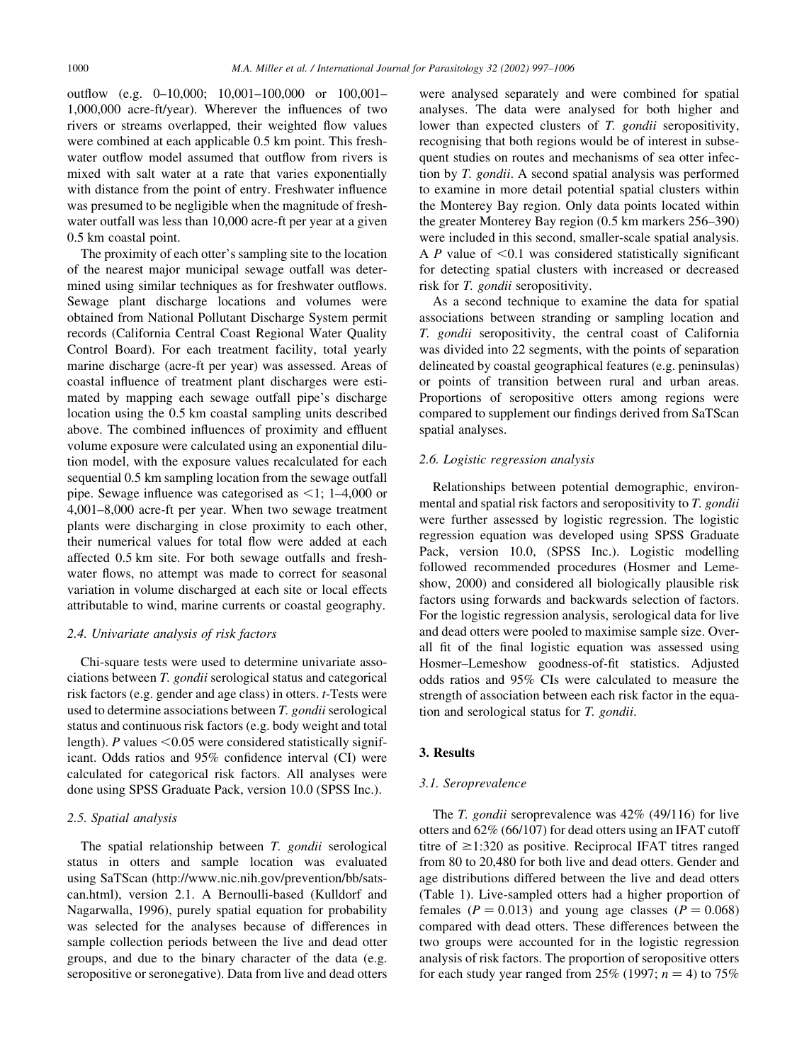outflow (e.g. 0–10,000; 10,001–100,000 or 100,001–1,000,000 acre-ft/year). Wherever the influences of two rivers or streams overlapped, their weighted flow values were combined at each applicable 0.5 km point. This freshwater outflow model assumed that outflow from rivers is mixed with salt water at a rate that varies exponentially with distance from the point of entry. Freshwater influence was presumed to be negligible when the magnitude of freshwater outfall was less than 10,000 acre-ft per year at a given 0.5 km coastal point.

The proximity of each otter's sampling site to the location of the nearest major municipal sewage outfall was determined using similar techniques as for freshwater outflows. Sewage plant discharge locations and volumes were obtained from National Pollutant Discharge System permit records (California Central Coast Regional Water Quality Control Board). For each treatment facility, total yearly marine discharge (acre-ft per year) was assessed. Areas of coastal influence of treatment plant discharges were estimated by mapping each sewage outfall pipe's discharge location using the 0.5 km coastal sampling units described above. The combined influences of proximity and effluent volume exposure were calculated using an exponential dilution model, with the exposure values recalculated for each sequential 0.5 km sampling location from the sewage outfall pipe. Sewage influence was categorised as $<1$; 1–4,000 or 4,001–8,000 acre-ft per year. When two sewage treatment plants were discharging in close proximity to each other, their numerical values for total flow were added at each affected 0.5 km site. For both sewage outfalls and freshwater flows, no attempt was made to correct for seasonal variation in volume discharged at each site or local effects attributable to wind, marine currents or coastal geography.

### 2.4. Univariate analysis of risk factors

Chi-square tests were used to determine univariate associations between *T. gondii* serological status and categorical risk factors (e.g. gender and age class) in otters. *t*-Tests were used to determine associations between *T. gondii* serological status and continuous risk factors (e.g. body weight and total length). $P$ values $<0.05$ were considered statistically significant. Odds ratios and 95% confidence interval (CI) were calculated for categorical risk factors. All analyses were done using SPSS Graduate Pack, version 10.0 (SPSS Inc.).

### 2.5. Spatial analysis

The spatial relationship between *T. gondii* serological status in otters and sample location was evaluated using SaTScan (http://www.nic.nih.gov/prevention/bb/satscan.html), version 2.1. A Bernoulli-based (Kulldorf and Nagarwalla, 1996), purely spatial equation for probability was selected for the analyses because of differences in sample collection periods between the live and dead otter groups, and due to the binary character of the data (e.g. seropositive or seronegative). Data from live and dead otters were analysed separately and were combined for spatial analyses. The data were analysed for both higher and lower than expected clusters of *T. gondii* seropositivity, recognising that both regions would be of interest in subsequent studies on routes and mechanisms of sea otter infection by *T. gondii*. A second spatial analysis was performed to examine in more detail potential spatial clusters within the Monterey Bay region. Only data points located within the greater Monterey Bay region (0.5 km markers 256–390) were included in this second, smaller-scale spatial analysis. A $P$ value of $<0.1$ was considered statistically significant for detecting spatial clusters with increased or decreased risk for *T. gondii* seropositivity.

As a second technique to examine the data for spatial associations between stranding or sampling location and *T. gondii* seropositivity, the central coast of California was divided into 22 segments, with the points of separation delineated by coastal geographical features (e.g. peninsulas) or points of transition between rural and urban areas. Proportions of seropositive otters among regions were compared to supplement our findings derived from SaTScan spatial analyses.

### 2.6. Logistic regression analysis

Relationships between potential demographic, environmental and spatial risk factors and seropositivity to *T. gondii* were further assessed by logistic regression. The logistic regression equation was developed using SPSS Graduate Pack, version 10.0, (SPSS Inc.). Logistic modelling followed recommended procedures (Hosmer and Lemeshow, 2000) and considered all biologically plausible risk factors using forwards and backwards selection of factors. For the logistic regression analysis, serological data for live and dead otters were pooled to maximise sample size. Overall fit of the final logistic equation was assessed using Hosmer–Lemeshow goodness-of-fit statistics. Adjusted odds ratios and 95% CIs were calculated to measure the strength of association between each risk factor in the equation and serological status for *T. gondii*.

## 3. Results

### 3.1. Seroprevalence

The *T. gondii* seroprevalence was 42% (49/116) for live otters and 62% (66/107) for dead otters using an IFAT cutoff titre of $\geq$1:320 as positive. Reciprocal IFAT titres ranged from 80 to 20,480 for both live and dead otters. Gender and age distributions differed between the live and dead otters (Table 1). Live-sampled otters had a higher proportion of females ($P = 0.013$) and young age classes ($P = 0.068$) compared with dead otters. These differences between the two groups were accounted for in the logistic regression analysis of risk factors. The proportion of seropositive otters for each study year ranged from 25% (1997; $n = 4$) to 75%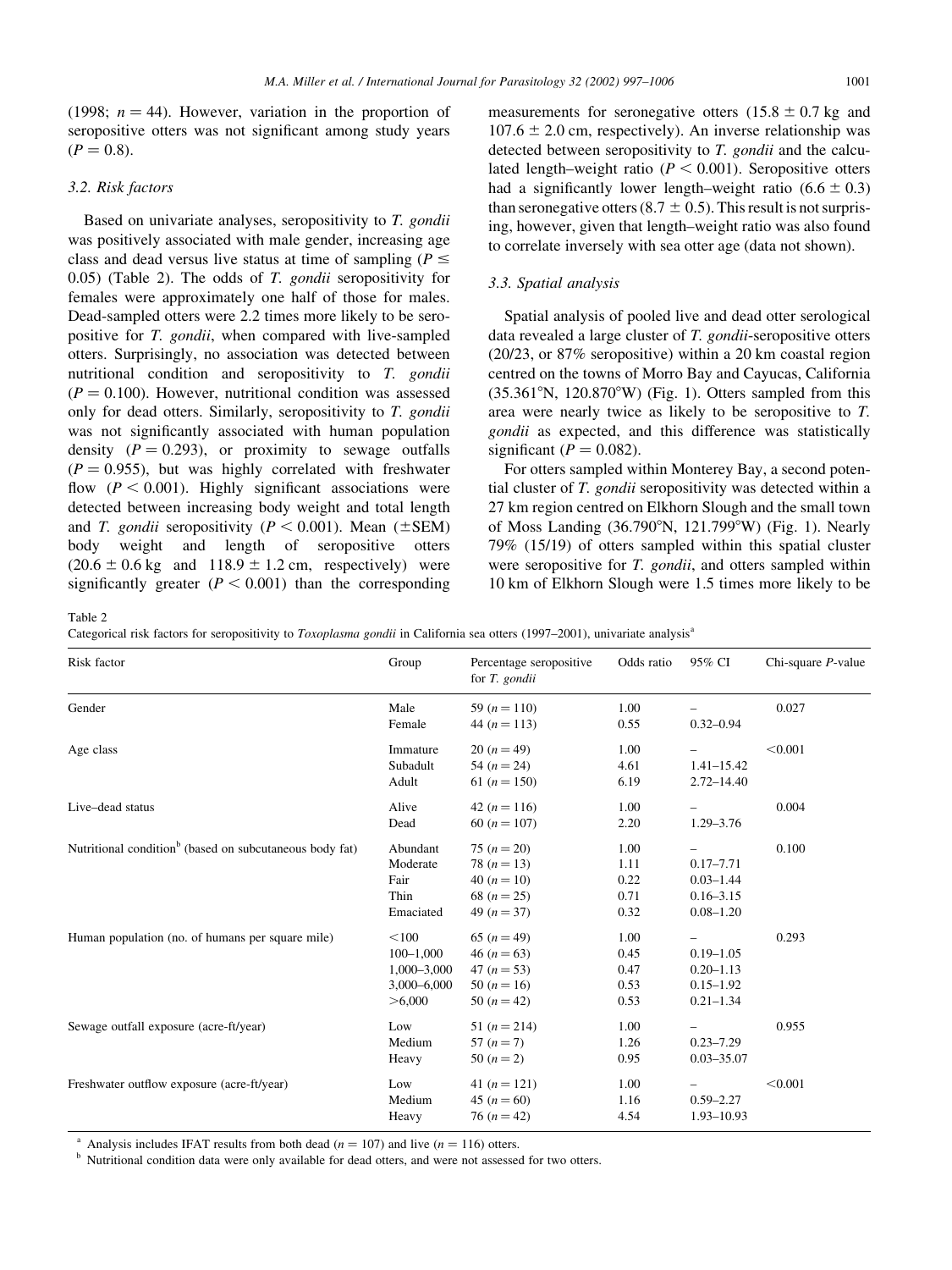(1998; $n = 44$). However, variation in the proportion of seropositive otters was not significant among study years ($P = 0.8$).

### 3.2. Risk factors

Based on univariate analyses, seropositivity to *T. gondii* was positively associated with male gender, increasing age class and dead versus live status at time of sampling ($P \leq 0.05$) (Table 2). The odds of *T. gondii* seropositivity for females were approximately one half of those for males. Dead-sampled otters were 2.2 times more likely to be seropositive for *T. gondii*, when compared with live-sampled otters. Surprisingly, no association was detected between nutritional condition and seropositivity to *T. gondii* ($P = 0.100$). However, nutritional condition was assessed only for dead otters. Similarly, seropositivity to *T. gondii* was not significantly associated with human population density ($P = 0.293$), or proximity to sewage outfalls ($P = 0.955$), but was highly correlated with freshwater flow ($P < 0.001$). Highly significant associations were detected between increasing body weight and total length and *T. gondii* seropositivity ($P < 0.001$). Mean (±SEM) body weight and length of seropositive otters ($20.6 \pm 0.6$ kg and $118.9 \pm 1.2$ cm, respectively) were significantly greater ($P < 0.001$) than the corresponding measurements for seronegative otters ($15.8 \pm 0.7$ kg and $107.6 \pm 2.0$ cm, respectively). An inverse relationship was detected between seropositivity to *T. gondii* and the calculated length–weight ratio ($P < 0.001$). Seropositive otters had a significantly lower length–weight ratio ($6.6 \pm 0.3$) than seronegative otters ($8.7 \pm 0.5$). This result is not surprising, however, given that length–weight ratio was also found to correlate inversely with sea otter age (data not shown).

### 3.3. Spatial analysis

Spatial analysis of pooled live and dead otter serological data revealed a large cluster of *T. gondii*-seropositive otters (20/23, or 87% seropositive) within a 20 km coastal region centred on the towns of Morro Bay and Cayucas, California (35.361°N, 120.870°W) (Fig. 1). Otters sampled from this area were nearly twice as likely to be seropositive to *T. gondii* as expected, and this difference was statistically significant ($P = 0.082$).

For otters sampled within Monterey Bay, a second potential cluster of *T. gondii* seropositivity was detected within a 27 km region centred on Elkhorn Slough and the small town of Moss Landing (36.790°N, 121.799°W) (Fig. 1). Nearly 79% (15/19) of otters sampled within this spatial cluster were seropositive for *T. gondii*, and otters sampled within 10 km of Elkhorn Slough were 1.5 times more likely to be

Table 2
Categorical risk factors for seropositivity to *Toxoplasma gondii* in California sea otters (1997–2001), univariate analysis[a]

| Risk factor | Group | Percentage seropositive for *T. gondii* | Odds ratio | 95% CI | Chi-square *P*-value |
|---|---|---|---|---|---|
| Gender | Male | 59 ($n = 110$) | 1.00 | – | 0.027 |
| | Female | 44 ($n = 113$) | 0.55 | 0.32–0.94 | |
| Age class | Immature | 20 ($n = 49$) | 1.00 | – | <0.001 |
| | Subadult | 54 ($n = 24$) | 4.61 | 1.41–15.42 | |
| | Adult | 61 ($n = 150$) | 6.19 | 2.72–14.40 | |
| Live–dead status | Alive | 42 ($n = 116$) | 1.00 | – | 0.004 |
| | Dead | 60 ($n = 107$) | 2.20 | 1.29–3.76 | |
| Nutritional condition[b] (based on subcutaneous body fat) | Abundant | 75 ($n = 20$) | 1.00 | – | 0.100 |
| | Moderate | 78 ($n = 13$) | 1.11 | 0.17–7.71 | |
| | Fair | 40 ($n = 10$) | 0.22 | 0.03–1.44 | |
| | Thin | 68 ($n = 25$) | 0.71 | 0.16–3.15 | |
| | Emaciated | 49 ($n = 37$) | 0.32 | 0.08–1.20 | |
| Human population (no. of humans per square mile) | <100 | 65 ($n = 49$) | 1.00 | – | 0.293 |
| | 100–1,000 | 46 ($n = 63$) | 0.45 | 0.19–1.05 | |
| | 1,000–3,000 | 47 ($n = 53$) | 0.47 | 0.20–1.13 | |
| | 3,000–6,000 | 50 ($n = 16$) | 0.53 | 0.15–1.92 | |
| | >6,000 | 50 ($n = 42$) | 0.53 | 0.21–1.34 | |
| Sewage outfall exposure (acre-ft/year) | Low | 51 ($n = 214$) | 1.00 | – | 0.955 |
| | Medium | 57 ($n = 7$) | 1.26 | 0.23–7.29 | |
| | Heavy | 50 ($n = 2$) | 0.95 | 0.03–35.07 | |
| Freshwater outflow exposure (acre-ft/year) | Low | 41 ($n = 121$) | 1.00 | – | <0.001 |
| | Medium | 45 ($n = 60$) | 1.16 | 0.59–2.27 | |
| | Heavy | 76 ($n = 42$) | 4.54 | 1.93–10.93 | |

[a] Analysis includes IFAT results from both dead ($n = 107$) and live ($n = 116$) otters.

[b] Nutritional condition data were only available for dead otters, and were not assessed for two otters.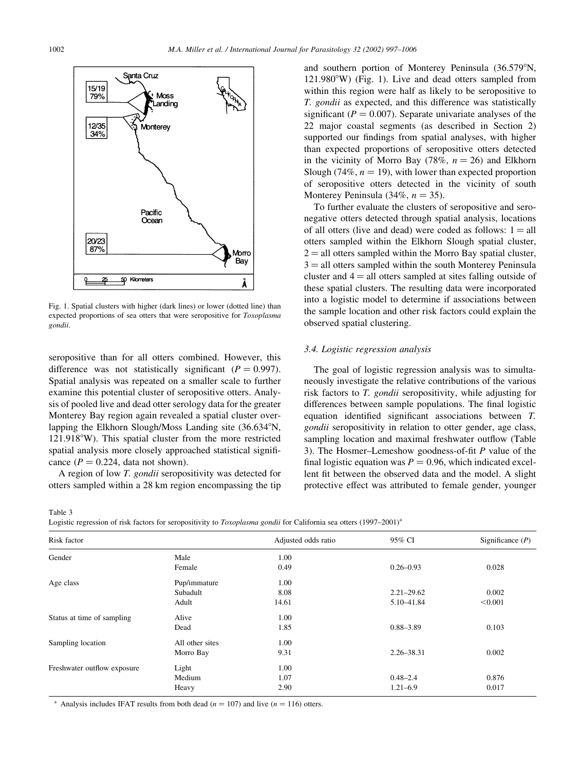Fig. 1. Spatial clusters with higher (dark lines) or lower (dotted line) than expected proportions of sea otters that were seropositive for *Toxoplasma gondii*.

seropositive than for all otters combined. However, this difference was not statistically significant ($P = 0.997$). Spatial analysis was repeated on a smaller scale to further examine this potential cluster of seropositive otters. Analysis of pooled live and dead otter serology data for the greater Monterey Bay region again revealed a spatial cluster overlapping the Elkhorn Slough/Moss Landing site (36.634°N, 121.918°W). This spatial cluster from the more restricted spatial analysis more closely approached statistical significance ($P = 0.224$, data not shown).

A region of low *T. gondii* seropositivity was detected for otters sampled within a 28 km region encompassing the tip and southern portion of Monterey Peninsula (36.579°N, 121.980°W) (Fig. 1). Live and dead otters sampled from within this region were half as likely to be seropositive to *T. gondii* as expected, and this difference was statistically significant ($P = 0.007$). Separate univariate analyses of the 22 major coastal segments (as described in Section 2) supported our findings from spatial analyses, with higher than expected proportions of seropositive otters detected in the vicinity of Morro Bay (78%, $n = 26$) and Elkhorn Slough (74%, $n = 19$), with lower than expected proportion of seropositive otters detected in the vicinity of south Monterey Peninsula (34%, $n = 35$).

To further evaluate the clusters of seropositive and seronegative otters detected through spatial analysis, locations of all otters (live and dead) were coded as follows: 1 = all otters sampled within the Elkhorn Slough spatial cluster, 2 = all otters sampled within the Morro Bay spatial cluster, 3 = all otters sampled within the south Monterey Peninsula cluster and 4 = all otters sampled at sites falling outside of these spatial clusters. The resulting data were incorporated into a logistic model to determine if associations between the sample location and other risk factors could explain the observed spatial clustering.

### 3.4. Logistic regression analysis

The goal of logistic regression analysis was to simultaneously investigate the relative contributions of the various risk factors to *T. gondii* seropositivity, while adjusting for differences between sample populations. The final logistic equation identified significant associations between *T. gondii* seropositivity in relation to otter gender, age class, sampling location and maximal freshwater outflow (Table 3). The Hosmer–Lemeshow goodness-of-fit *P* value of the final logistic equation was $P = 0.96$, which indicated excellent fit between the observed data and the model. A slight protective effect was attributed to female gender, younger

Table 3
Logistic regression of risk factors for seropositivity to *Toxoplasma gondii* for California sea otters (1997–2001)[a]

| Risk factor | | Adjusted odds ratio | 95% CI | Significance (*P*) |
|---|---|---|---|---|
| Gender | Male | 1.00 | | |
| | Female | 0.49 | 0.26–0.93 | 0.028 |
| Age class | Pup/immature | 1.00 | | |
| | Subadult | 8.08 | 2.21–29.62 | 0.002 |
| | Adult | 14.61 | 5.10–41.84 | <0.001 |
| Status at time of sampling | Alive | 1.00 | | |
| | Dead | 1.85 | 0.88–3.89 | 0.103 |
| Sampling location | All other sites | 1.00 | | |
| | Morro Bay | 9.31 | 2.26–38.31 | 0.002 |
| Freshwater outflow exposure | Light | 1.00 | | |
| | Medium | 1.07 | 0.48–2.4 | 0.876 |
| | Heavy | 2.90 | 1.21–6.9 | 0.017 |

[a] Analysis includes IFAT results from both dead ($n = 107$) and live ($n = 116$) otters.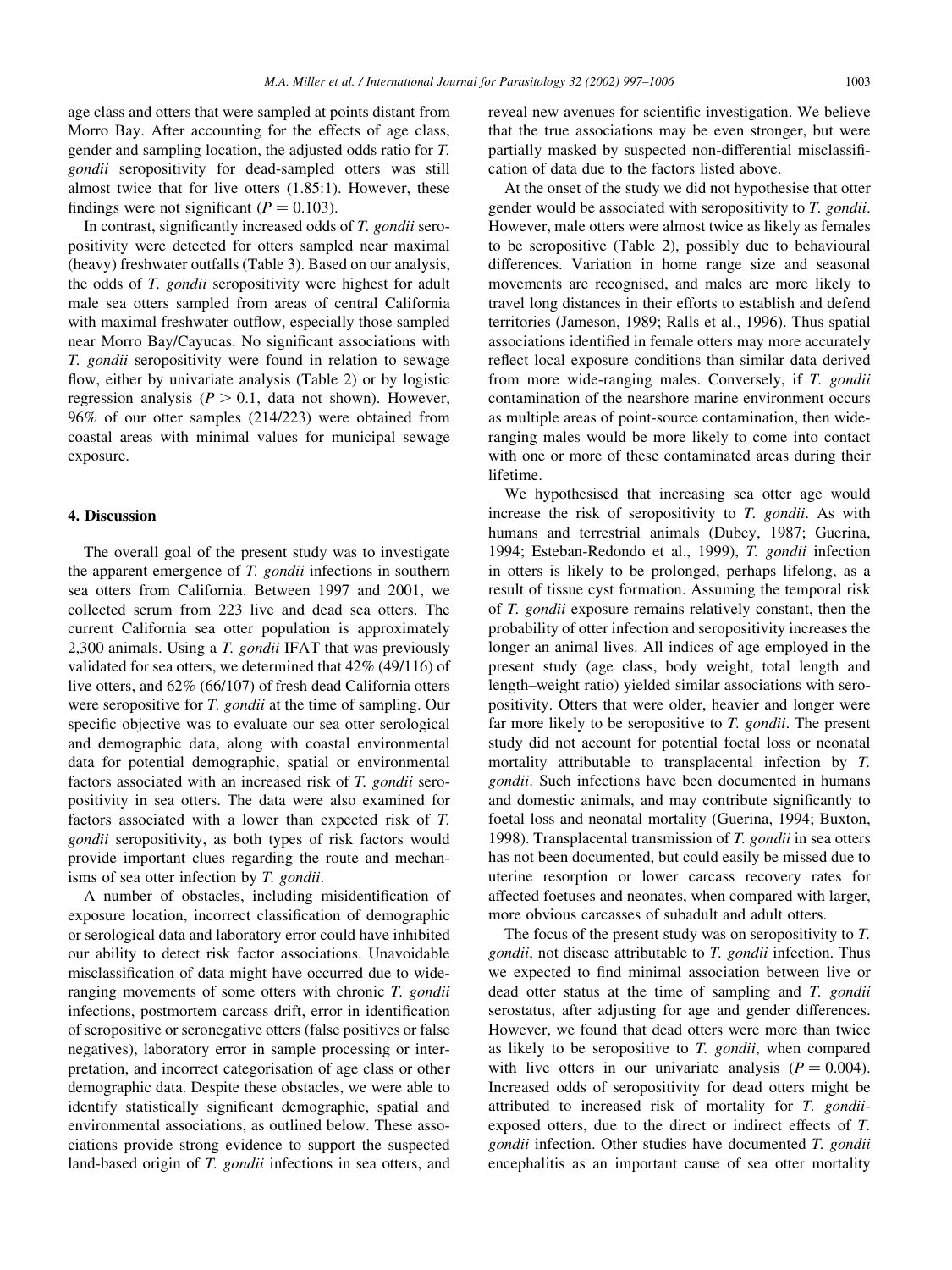age class and otters that were sampled at points distant from Morro Bay. After accounting for the effects of age class, gender and sampling location, the adjusted odds ratio for *T. gondii* seropositivity for dead-sampled otters was still almost twice that for live otters (1.85:1). However, these findings were not significant ($P = 0.103$).

In contrast, significantly increased odds of *T. gondii* seropositivity were detected for otters sampled near maximal (heavy) freshwater outfalls (Table 3). Based on our analysis, the odds of *T. gondii* seropositivity were highest for adult male sea otters sampled from areas of central California with maximal freshwater outflow, especially those sampled near Morro Bay/Cayucas. No significant associations with *T. gondii* seropositivity were found in relation to sewage flow, either by univariate analysis (Table 2) or by logistic regression analysis ($P > 0.1$, data not shown). However, 96% of our otter samples (214/223) were obtained from coastal areas with minimal values for municipal sewage exposure.

## 4. Discussion

The overall goal of the present study was to investigate the apparent emergence of *T. gondii* infections in southern sea otters from California. Between 1997 and 2001, we collected serum from 223 live and dead sea otters. The current California sea otter population is approximately 2,300 animals. Using a *T. gondii* IFAT that was previously validated for sea otters, we determined that 42% (49/116) of live otters, and 62% (66/107) of fresh dead California otters were seropositive for *T. gondii* at the time of sampling. Our specific objective was to evaluate our sea otter serological and demographic data, along with coastal environmental data for potential demographic, spatial or environmental factors associated with an increased risk of *T. gondii* seropositivity in sea otters. The data were also examined for factors associated with a lower than expected risk of *T. gondii* seropositivity, as both types of risk factors would provide important clues regarding the route and mechanisms of sea otter infection by *T. gondii*.

A number of obstacles, including misidentification of exposure location, incorrect classification of demographic or serological data and laboratory error could have inhibited our ability to detect risk factor associations. Unavoidable misclassification of data might have occurred due to wide-ranging movements of some otters with chronic *T. gondii* infections, postmortem carcass drift, error in identification of seropositive or seronegative otters (false positives or false negatives), laboratory error in sample processing or interpretation, and incorrect categorisation of age class or other demographic data. Despite these obstacles, we were able to identify statistically significant demographic, spatial and environmental associations, as outlined below. These associations provide strong evidence to support the suspected land-based origin of *T. gondii* infections in sea otters, and reveal new avenues for scientific investigation. We believe that the true associations may be even stronger, but were partially masked by suspected non-differential misclassification of data due to the factors listed above.

At the onset of the study we did not hypothesise that otter gender would be associated with seropositivity to *T. gondii*. However, male otters were almost twice as likely as females to be seropositive (Table 2), possibly due to behavioural differences. Variation in home range size and seasonal movements are recognised, and males are more likely to travel long distances in their efforts to establish and defend territories (Jameson, 1989; Ralls et al., 1996). Thus spatial associations identified in female otters may more accurately reflect local exposure conditions than similar data derived from more wide-ranging males. Conversely, if *T. gondii* contamination of the nearshore marine environment occurs as multiple areas of point-source contamination, then wide-ranging males would be more likely to come into contact with one or more of these contaminated areas during their lifetime.

We hypothesised that increasing sea otter age would increase the risk of seropositivity to *T. gondii*. As with humans and terrestrial animals (Dubey, 1987; Guerina, 1994; Esteban-Redondo et al., 1999), *T. gondii* infection in otters is likely to be prolonged, perhaps lifelong, as a result of tissue cyst formation. Assuming the temporal risk of *T. gondii* exposure remains relatively constant, then the probability of otter infection and seropositivity increases the longer an animal lives. All indices of age employed in the present study (age class, body weight, total length and length–weight ratio) yielded similar associations with seropositivity. Otters that were older, heavier and longer were far more likely to be seropositive to *T. gondii*. The present study did not account for potential foetal loss or neonatal mortality attributable to transplacental infection by *T. gondii*. Such infections have been documented in humans and domestic animals, and may contribute significantly to foetal loss and neonatal mortality (Guerina, 1994; Buxton, 1998). Transplacental transmission of *T. gondii* in sea otters has not been documented, but could easily be missed due to uterine resorption or lower carcass recovery rates for affected foetuses and neonates, when compared with larger, more obvious carcasses of subadult and adult otters.

The focus of the present study was on seropositivity to *T. gondii*, not disease attributable to *T. gondii* infection. Thus we expected to find minimal association between live or dead otter status at the time of sampling and *T. gondii* serostatus, after adjusting for age and gender differences. However, we found that dead otters were more than twice as likely to be seropositive to *T. gondii*, when compared with live otters in our univariate analysis ($P = 0.004$). Increased odds of seropositivity for dead otters might be attributed to increased risk of mortality for *T. gondii*-exposed otters, due to the direct or indirect effects of *T. gondii* infection. Other studies have documented *T. gondii* encephalitis as an important cause of sea otter mortality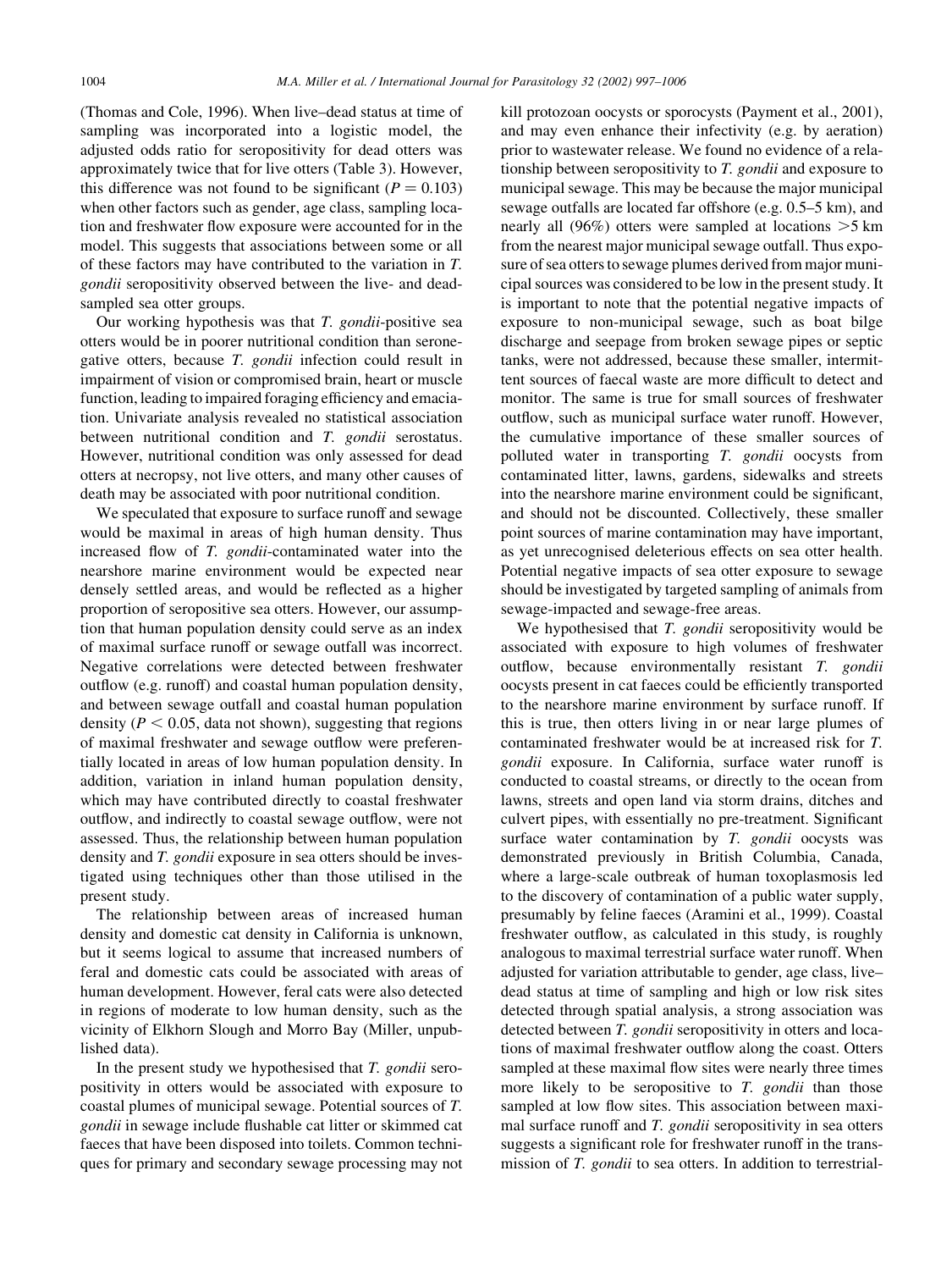(Thomas and Cole, 1996). When live–dead status at time of sampling was incorporated into a logistic model, the adjusted odds ratio for seropositivity for dead otters was approximately twice that for live otters (Table 3). However, this difference was not found to be significant ($P = 0.103$) when other factors such as gender, age class, sampling location and freshwater flow exposure were accounted for in the model. This suggests that associations between some or all of these factors may have contributed to the variation in *T. gondii* seropositivity observed between the live- and dead-sampled sea otter groups.

Our working hypothesis was that *T. gondii*-positive sea otters would be in poorer nutritional condition than seronegative otters, because *T. gondii* infection could result in impairment of vision or compromised brain, heart or muscle function, leading to impaired foraging efficiency and emaciation. Univariate analysis revealed no statistical association between nutritional condition and *T. gondii* serostatus. However, nutritional condition was only assessed for dead otters at necropsy, not live otters, and many other causes of death may be associated with poor nutritional condition.

We speculated that exposure to surface runoff and sewage would be maximal in areas of high human density. Thus increased flow of *T. gondii*-contaminated water into the nearshore marine environment would be expected near densely settled areas, and would be reflected as a higher proportion of seropositive sea otters. However, our assumption that human population density could serve as an index of maximal surface runoff or sewage outfall was incorrect. Negative correlations were detected between freshwater outflow (e.g. runoff) and coastal human population density, and between sewage outfall and coastal human population density ($P < 0.05$, data not shown), suggesting that regions of maximal freshwater and sewage outflow were preferentially located in areas of low human population density. In addition, variation in inland human population density, which may have contributed directly to coastal freshwater outflow, and indirectly to coastal sewage outflow, were not assessed. Thus, the relationship between human population density and *T. gondii* exposure in sea otters should be investigated using techniques other than those utilised in the present study.

The relationship between areas of increased human density and domestic cat density in California is unknown, but it seems logical to assume that increased numbers of feral and domestic cats could be associated with areas of human development. However, feral cats were also detected in regions of moderate to low human density, such as the vicinity of Elkhorn Slough and Morro Bay (Miller, unpublished data).

In the present study we hypothesised that *T. gondii* seropositivity in otters would be associated with exposure to coastal plumes of municipal sewage. Potential sources of *T. gondii* in sewage include flushable cat litter or skimmed cat faeces that have been disposed into toilets. Common techniques for primary and secondary sewage processing may not kill protozoan oocysts or sporocysts (Payment et al., 2001), and may even enhance their infectivity (e.g. by aeration) prior to wastewater release. We found no evidence of a relationship between seropositivity to *T. gondii* and exposure to municipal sewage. This may be because the major municipal sewage outfalls are located far offshore (e.g. 0.5–5 km), and nearly all (96%) otters were sampled at locations >5 km from the nearest major municipal sewage outfall. Thus exposure of sea otters to sewage plumes derived from major municipal sources was considered to be low in the present study. It is important to note that the potential negative impacts of exposure to non-municipal sewage, such as boat bilge discharge and seepage from broken sewage pipes or septic tanks, were not addressed, because these smaller, intermittent sources of faecal waste are more difficult to detect and monitor. The same is true for small sources of freshwater outflow, such as municipal surface water runoff. However, the cumulative importance of these smaller sources of polluted water in transporting *T. gondii* oocysts from contaminated litter, lawns, gardens, sidewalks and streets into the nearshore marine environment could be significant, and should not be discounted. Collectively, these smaller point sources of marine contamination may have important, as yet unrecognised deleterious effects on sea otter health. Potential negative impacts of sea otter exposure to sewage should be investigated by targeted sampling of animals from sewage-impacted and sewage-free areas.

We hypothesised that *T. gondii* seropositivity would be associated with exposure to high volumes of freshwater outflow, because environmentally resistant *T. gondii* oocysts present in cat faeces could be efficiently transported to the nearshore marine environment by surface runoff. If this is true, then otters living in or near large plumes of contaminated freshwater would be at increased risk for *T. gondii* exposure. In California, surface water runoff is conducted to coastal streams, or directly to the ocean from lawns, streets and open land via storm drains, ditches and culvert pipes, with essentially no pre-treatment. Significant surface water contamination by *T. gondii* oocysts was demonstrated previously in British Columbia, Canada, where a large-scale outbreak of human toxoplasmosis led to the discovery of contamination of a public water supply, presumably by feline faeces (Aramini et al., 1999). Coastal freshwater outflow, as calculated in this study, is roughly analogous to maximal terrestrial surface water runoff. When adjusted for variation attributable to gender, age class, live–dead status at time of sampling and high or low risk sites detected through spatial analysis, a strong association was detected between *T. gondii* seropositivity in otters and locations of maximal freshwater outflow along the coast. Otters sampled at these maximal flow sites were nearly three times more likely to be seropositive to *T. gondii* than those sampled at low flow sites. This association between maximal surface runoff and *T. gondii* seropositivity in sea otters suggests a significant role for freshwater runoff in the transmission of *T. gondii* to sea otters. In addition to terrestrial-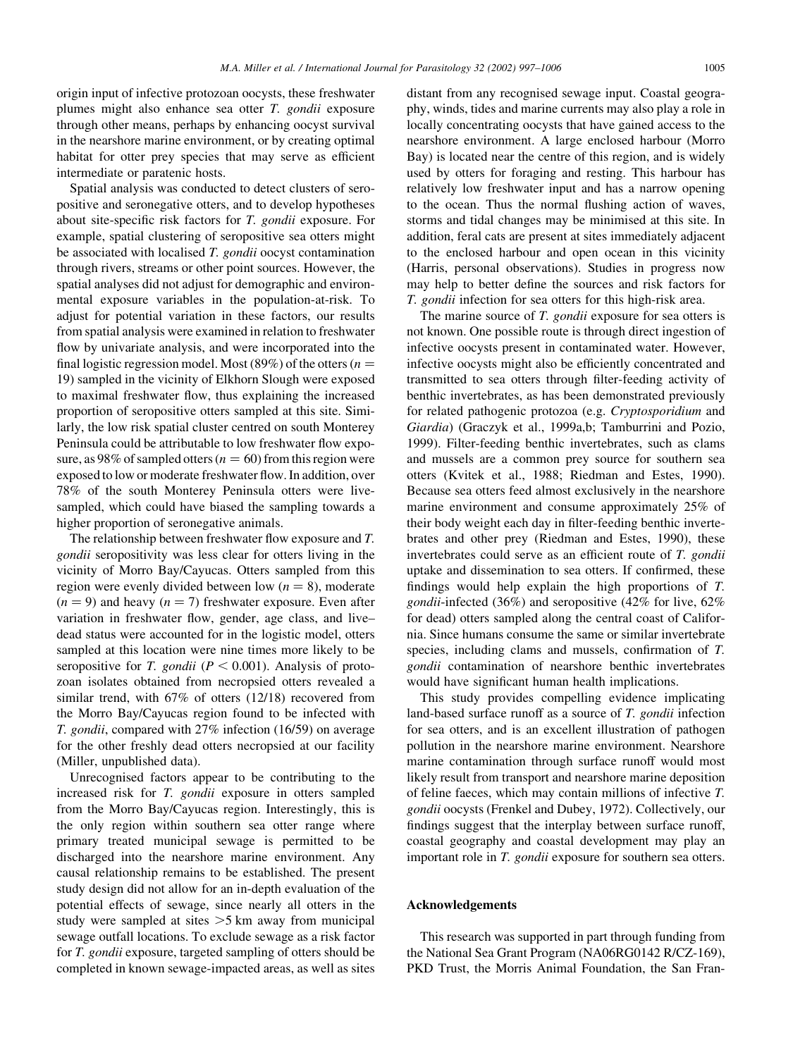origin input of infective protozoan oocysts, these freshwater plumes might also enhance sea otter *T. gondii* exposure through other means, perhaps by enhancing oocyst survival in the nearshore marine environment, or by creating optimal habitat for otter prey species that may serve as efficient intermediate or paratenic hosts.

Spatial analysis was conducted to detect clusters of seropositive and seronegative otters, and to develop hypotheses about site-specific risk factors for *T. gondii* exposure. For example, spatial clustering of seropositive sea otters might be associated with localised *T. gondii* oocyst contamination through rivers, streams or other point sources. However, the spatial analyses did not adjust for demographic and environmental exposure variables in the population-at-risk. To adjust for potential variation in these factors, our results from spatial analysis were examined in relation to freshwater flow by univariate analysis, and were incorporated into the final logistic regression model. Most (89%) of the otters ($n = 19$) sampled in the vicinity of Elkhorn Slough were exposed to maximal freshwater flow, thus explaining the increased proportion of seropositive otters sampled at this site. Similarly, the low risk spatial cluster centred on south Monterey Peninsula could be attributable to low freshwater flow exposure, as 98% of sampled otters ($n = 60$) from this region were exposed to low or moderate freshwater flow. In addition, over 78% of the south Monterey Peninsula otters were live-sampled, which could have biased the sampling towards a higher proportion of seronegative animals.

The relationship between freshwater flow exposure and *T. gondii* seropositivity was less clear for otters living in the vicinity of Morro Bay/Cayucas. Otters sampled from this region were evenly divided between low ($n = 8$), moderate ($n = 9$) and heavy ($n = 7$) freshwater exposure. Even after variation in freshwater flow, gender, age class, and live–dead status were accounted for in the logistic model, otters sampled at this location were nine times more likely to be seropositive for *T. gondii* ($P < 0.001$). Analysis of protozoan isolates obtained from necropsied otters revealed a similar trend, with 67% of otters (12/18) recovered from the Morro Bay/Cayucas region found to be infected with *T. gondii*, compared with 27% infection (16/59) on average for the other freshly dead otters necropsied at our facility (Miller, unpublished data).

Unrecognised factors appear to be contributing to the increased risk for *T. gondii* exposure in otters sampled from the Morro Bay/Cayucas region. Interestingly, this is the only region within southern sea otter range where primary treated municipal sewage is permitted to be discharged into the nearshore marine environment. Any causal relationship remains to be established. The present study design did not allow for an in-depth evaluation of the potential effects of sewage, since nearly all otters in the study were sampled at sites >5 km away from municipal sewage outfall locations. To exclude sewage as a risk factor for *T. gondii* exposure, targeted sampling of otters should be completed in known sewage-impacted areas, as well as sites distant from any recognised sewage input. Coastal geography, winds, tides and marine currents may also play a role in locally concentrating oocysts that have gained access to the nearshore environment. A large enclosed harbour (Morro Bay) is located near the centre of this region, and is widely used by otters for foraging and resting. This harbour has relatively low freshwater input and has a narrow opening to the ocean. Thus the normal flushing action of waves, storms and tidal changes may be minimised at this site. In addition, feral cats are present at sites immediately adjacent to the enclosed harbour and open ocean in this vicinity (Harris, personal observations). Studies in progress now may help to better define the sources and risk factors for *T. gondii* infection for sea otters for this high-risk area.

The marine source of *T. gondii* exposure for sea otters is not known. One possible route is through direct ingestion of infective oocysts present in contaminated water. However, infective oocysts might also be efficiently concentrated and transmitted to sea otters through filter-feeding activity of benthic invertebrates, as has been demonstrated previously for related pathogenic protozoa (e.g. *Cryptosporidium* and *Giardia*) (Graczyk et al., 1999a,b; Tamburrini and Pozio, 1999). Filter-feeding benthic invertebrates, such as clams and mussels are a common prey source for southern sea otters (Kvitek et al., 1988; Riedman and Estes, 1990). Because sea otters feed almost exclusively in the nearshore marine environment and consume approximately 25% of their body weight each day in filter-feeding benthic invertebrates and other prey (Riedman and Estes, 1990), these invertebrates could serve as an efficient route of *T. gondii* uptake and dissemination to sea otters. If confirmed, these findings would help explain the high proportions of *T. gondii*-infected (36%) and seropositive (42% for live, 62% for dead) otters sampled along the central coast of California. Since humans consume the same or similar invertebrate species, including clams and mussels, confirmation of *T. gondii* contamination of nearshore benthic invertebrates would have significant human health implications.

This study provides compelling evidence implicating land-based surface runoff as a source of *T. gondii* infection for sea otters, and is an excellent illustration of pathogen pollution in the nearshore marine environment. Nearshore marine contamination through surface runoff would most likely result from transport and nearshore marine deposition of feline faeces, which may contain millions of infective *T. gondii* oocysts (Frenkel and Dubey, 1972). Collectively, our findings suggest that the interplay between surface runoff, coastal geography and coastal development may play an important role in *T. gondii* exposure for southern sea otters.

## Acknowledgements

This research was supported in part through funding from the National Sea Grant Program (NA06RG0142 R/CZ-169), PKD Trust, the Morris Animal Foundation, the San Fran-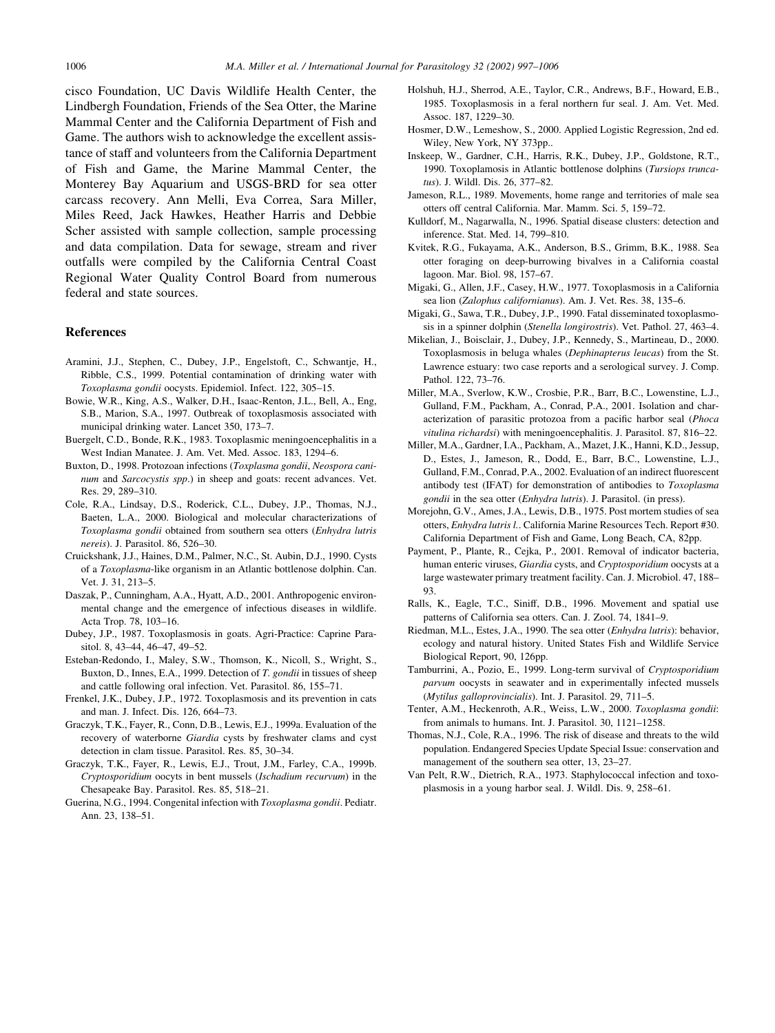cisco Foundation, UC Davis Wildlife Health Center, the Lindbergh Foundation, Friends of the Sea Otter, the Marine Mammal Center and the California Department of Fish and Game. The authors wish to acknowledge the excellent assistance of staff and volunteers from the California Department of Fish and Game, the Marine Mammal Center, the Monterey Bay Aquarium and USGS-BRD for sea otter carcass recovery. Ann Melli, Eva Correa, Sara Miller, Miles Reed, Jack Hawkes, Heather Harris and Debbie Scher assisted with sample collection, sample processing and data compilation. Data for sewage, stream and river outfalls were compiled by the California Central Coast Regional Water Quality Control Board from numerous federal and state sources.

## References

Aramini, J.J., Stephen, C., Dubey, J.P., Engelstoft, C., Schwantje, H., Ribble, C.S., 1999. Potential contamination of drinking water with *Toxoplasma gondii* oocysts. Epidemiol. Infect. 122, 305–15.

Bowie, W.R., King, A.S., Walker, D.H., Isaac-Renton, J.L., Bell, A., Eng, S.B., Marion, S.A., 1997. Outbreak of toxoplasmosis associated with municipal drinking water. Lancet 350, 173–7.

Buergelt, C.D., Bonde, R.K., 1983. Toxoplasmic meningoencephalitis in a West Indian Manatee. J. Am. Vet. Med. Assoc. 183, 1294–6.

Buxton, D., 1998. Protozoan infections (*Toxplasma gondii*, *Neospora caninum* and *Sarcocystis spp*.) in sheep and goats: recent advances. Vet. Res. 29, 289–310.

Cole, R.A., Lindsay, D.S., Roderick, C.L., Dubey, J.P., Thomas, N.J., Baeten, L.A., 2000. Biological and molecular characterizations of *Toxoplasma gondii* obtained from southern sea otters (*Enhydra lutris nereis*). J. Parasitol. 86, 526–30.

Cruickshank, J.J., Haines, D.M., Palmer, N.C., St. Aubin, D.J., 1990. Cysts of a *Toxoplasma*-like organism in an Atlantic bottlenose dolphin. Can. Vet. J. 31, 213–5.

Daszak, P., Cunningham, A.A., Hyatt, A.D., 2001. Anthropogenic environmental change and the emergence of infectious diseases in wildlife. Acta Trop. 78, 103–16.

Dubey, J.P., 1987. Toxoplasmosis in goats. Agri-Practice: Caprine Parasitol. 8, 43–44, 46–47, 49–52.

Esteban-Redondo, I., Maley, S.W., Thomson, K., Nicoll, S., Wright, S., Buxton, D., Innes, E.A., 1999. Detection of *T. gondii* in tissues of sheep and cattle following oral infection. Vet. Parasitol. 86, 155–71.

Frenkel, J.K., Dubey, J.P., 1972. Toxoplasmosis and its prevention in cats and man. J. Infect. Dis. 126, 664–73.

Graczyk, T.K., Fayer, R., Conn, D.B., Lewis, E.J., 1999a. Evaluation of the recovery of waterborne *Giardia* cysts by freshwater clams and cyst detection in clam tissue. Parasitol. Res. 85, 30–34.

Graczyk, T.K., Fayer, R., Lewis, E.J., Trout, J.M., Farley, C.A., 1999b. *Cryptosporidium* oocyts in bent mussels (*Ischadium recurvum*) in the Chesapeake Bay. Parasitol. Res. 85, 518–21.

Guerina, N.G., 1994. Congenital infection with *Toxoplasma gondii*. Pediatr. Ann. 23, 138–51.

Holshuh, H.J., Sherrod, A.E., Taylor, C.R., Andrews, B.F., Howard, E.B., 1985. Toxoplasmosis in a feral northern fur seal. J. Am. Vet. Med. Assoc. 187, 1229–30.

Hosmer, D.W., Lemeshow, S., 2000. Applied Logistic Regression, 2nd ed. Wiley, New York, NY 373pp..

Inskeep, W., Gardner, C.H., Harris, R.K., Dubey, J.P., Goldstone, R.T., 1990. Toxoplamosis in Atlantic bottlenose dolphins (*Tursiops truncatus*). J. Wildl. Dis. 26, 377–82.

Jameson, R.L., 1989. Movements, home range and territories of male sea otters off central California. Mar. Mamm. Sci. 5, 159–72.

Kulldorf, M., Nagarwalla, N., 1996. Spatial disease clusters: detection and inference. Stat. Med. 14, 799–810.

Kvitek, R.G., Fukayama, A.K., Anderson, B.S., Grimm, B.K., 1988. Sea otter foraging on deep-burrowing bivalves in a California coastal lagoon. Mar. Biol. 98, 157–67.

Migaki, G., Allen, J.F., Casey, H.W., 1977. Toxoplasmosis in a California sea lion (*Zalophus californianus*). Am. J. Vet. Res. 38, 135–6.

Migaki, G., Sawa, T.R., Dubey, J.P., 1990. Fatal disseminated toxoplasmosis in a spinner dolphin (*Stenella longirostris*). Vet. Pathol. 27, 463–4.

Mikelian, J., Boisclair, J., Dubey, J.P., Kennedy, S., Martineau, D., 2000. Toxoplasmosis in beluga whales (*Dephinapterus leucas*) from the St. Lawrence estuary: two case reports and a serological survey. J. Comp. Pathol. 122, 73–76.

Miller, M.A., Sverlow, K.W., Crosbie, P.R., Barr, B.C., Lowenstine, L.J., Gulland, F.M., Packham, A., Conrad, P.A., 2001. Isolation and characterization of parasitic protozoa from a pacific harbor seal (*Phoca vitulina richardsi*) with meningoencephalitis. J. Parasitol. 87, 816–22.

Miller, M.A., Gardner, I.A., Packham, A., Mazet, J.K., Hanni, K.D., Jessup, D., Estes, J., Jameson, R., Dodd, E., Barr, B.C., Lowenstine, L.J., Gulland, F.M., Conrad, P.A., 2002. Evaluation of an indirect fluorescent antibody test (IFAT) for demonstration of antibodies to *Toxoplasma gondii* in the sea otter (*Enhydra lutris*). J. Parasitol. (in press).

Morejohn, G.V., Ames, J.A., Lewis, D.B., 1975. Post mortem studies of sea otters, *Enhydra lutris l.*. California Marine Resources Tech. Report #30. California Department of Fish and Game, Long Beach, CA, 82pp.

Payment, P., Plante, R., Cejka, P., 2001. Removal of indicator bacteria, human enteric viruses, *Giardia* cysts, and *Cryptosporidium* oocysts at a large wastewater primary treatment facility. Can. J. Microbiol. 47, 188–93.

Ralls, K., Eagle, T.C., Siniff, D.B., 1996. Movement and spatial use patterns of California sea otters. Can. J. Zool. 74, 1841–9.

Riedman, M.L., Estes, J.A., 1990. The sea otter (*Enhydra lutris*): behavior, ecology and natural history. United States Fish and Wildlife Service Biological Report, 90, 126pp.

Tamburrini, A., Pozio, E., 1999. Long-term survival of *Cryptosporidium parvum* oocysts in seawater and in experimentally infected mussels (*Mytilus galloprovincialis*). Int. J. Parasitol. 29, 711–5.

Tenter, A.M., Heckenroth, A.R., Weiss, L.W., 2000. *Toxoplasma gondii*: from animals to humans. Int. J. Parasitol. 30, 1121–1258.

Thomas, N.J., Cole, R.A., 1996. The risk of disease and threats to the wild population. Endangered Species Update Special Issue: conservation and management of the southern sea otter, 13, 23–27.

Van Pelt, R.W., Dietrich, R.A., 1973. Staphylococcal infection and toxoplasmosis in a young harbor seal. J. Wildl. Dis. 9, 258–61.